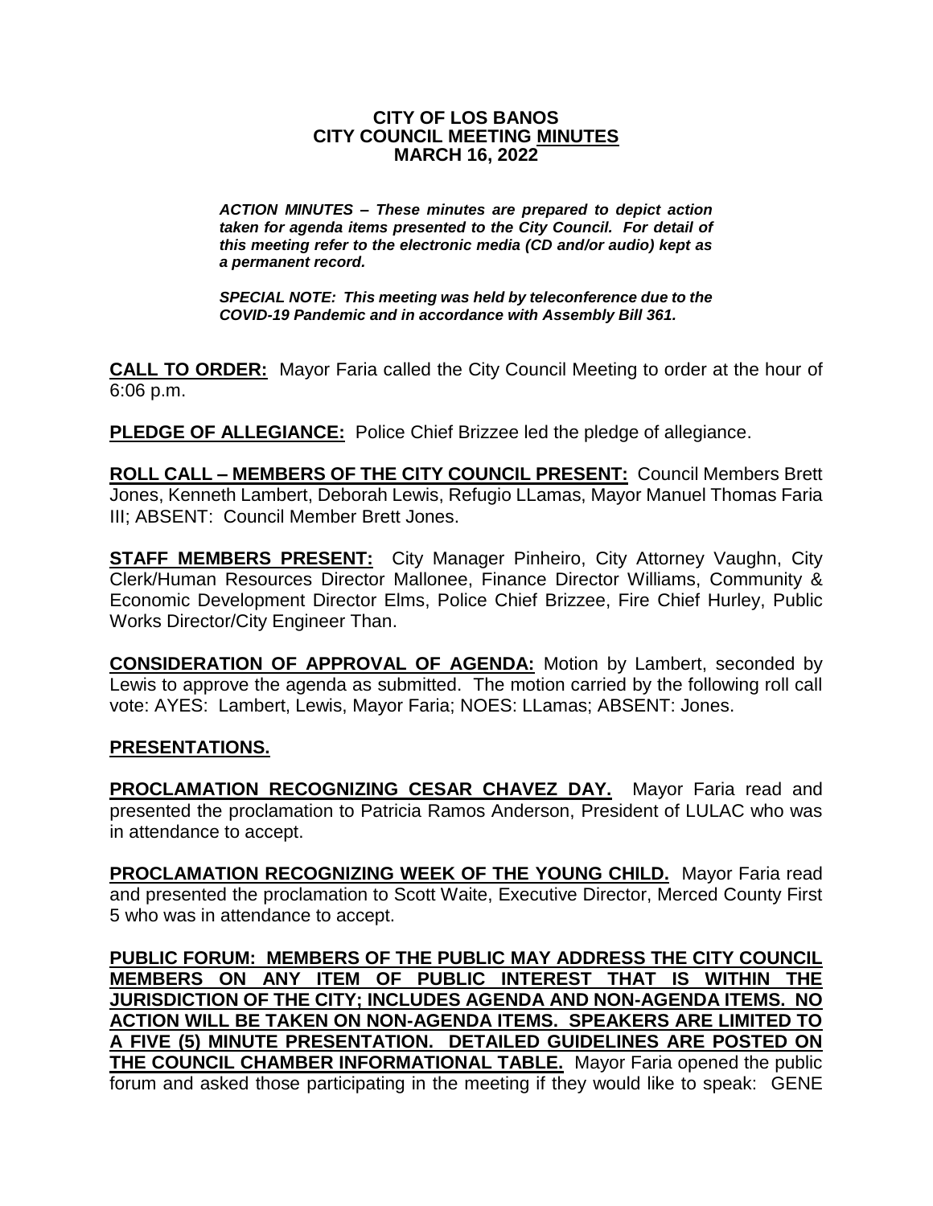# CITY OF LOS BANOS
# CITY COUNCIL MEETING MINUTES
# MARCH 16, 2022

***ACTION MINUTES – These minutes are prepared to depict action taken for agenda items presented to the City Council. For detail of this meeting refer to the electronic media (CD and/or audio) kept as a permanent record.***

***SPECIAL NOTE: This meeting was held by teleconference due to the COVID-19 Pandemic and in accordance with Assembly Bill 361.***

**CALL TO ORDER:** Mayor Faria called the City Council Meeting to order at the hour of 6:06 p.m.

**PLEDGE OF ALLEGIANCE:** Police Chief Brizzee led the pledge of allegiance.

**ROLL CALL – MEMBERS OF THE CITY COUNCIL PRESENT:** Council Members Brett Jones, Kenneth Lambert, Deborah Lewis, Refugio LLamas, Mayor Manuel Thomas Faria III; ABSENT: Council Member Brett Jones.

**STAFF MEMBERS PRESENT:** City Manager Pinheiro, City Attorney Vaughn, City Clerk/Human Resources Director Mallonee, Finance Director Williams, Community & Economic Development Director Elms, Police Chief Brizzee, Fire Chief Hurley, Public Works Director/City Engineer Than.

**CONSIDERATION OF APPROVAL OF AGENDA:** Motion by Lambert, seconded by Lewis to approve the agenda as submitted. The motion carried by the following roll call vote: AYES: Lambert, Lewis, Mayor Faria; NOES: LLamas; ABSENT: Jones.

**PRESENTATIONS.**

**PROCLAMATION RECOGNIZING CESAR CHAVEZ DAY.** Mayor Faria read and presented the proclamation to Patricia Ramos Anderson, President of LULAC who was in attendance to accept.

**PROCLAMATION RECOGNIZING WEEK OF THE YOUNG CHILD.** Mayor Faria read and presented the proclamation to Scott Waite, Executive Director, Merced County First 5 who was in attendance to accept.

**PUBLIC FORUM: MEMBERS OF THE PUBLIC MAY ADDRESS THE CITY COUNCIL MEMBERS ON ANY ITEM OF PUBLIC INTEREST THAT IS WITHIN THE JURISDICTION OF THE CITY; INCLUDES AGENDA AND NON-AGENDA ITEMS. NO ACTION WILL BE TAKEN ON NON-AGENDA ITEMS. SPEAKERS ARE LIMITED TO A FIVE (5) MINUTE PRESENTATION. DETAILED GUIDELINES ARE POSTED ON THE COUNCIL CHAMBER INFORMATIONAL TABLE.** Mayor Faria opened the public forum and asked those participating in the meeting if they would like to speak: GENE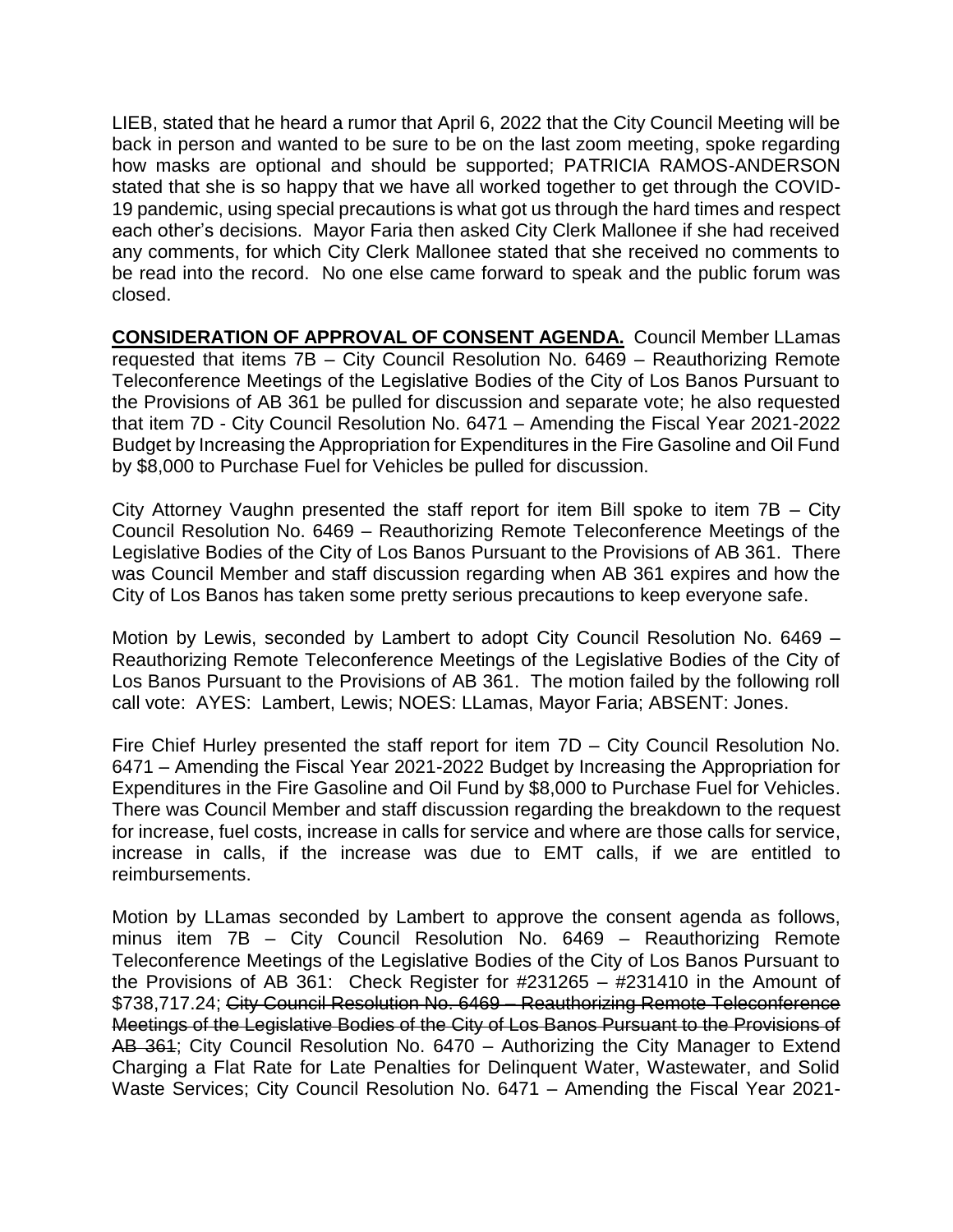LIEB, stated that he heard a rumor that April 6, 2022 that the City Council Meeting will be back in person and wanted to be sure to be on the last zoom meeting, spoke regarding how masks are optional and should be supported; PATRICIA RAMOS-ANDERSON stated that she is so happy that we have all worked together to get through the COVID-19 pandemic, using special precautions is what got us through the hard times and respect each other's decisions. Mayor Faria then asked City Clerk Mallonee if she had received any comments, for which City Clerk Mallonee stated that she received no comments to be read into the record. No one else came forward to speak and the public forum was closed.

**CONSIDERATION OF APPROVAL OF CONSENT AGENDA.** Council Member LLamas requested that items 7B – City Council Resolution No. 6469 – Reauthorizing Remote Teleconference Meetings of the Legislative Bodies of the City of Los Banos Pursuant to the Provisions of AB 361 be pulled for discussion and separate vote; he also requested that item 7D - City Council Resolution No. 6471 – Amending the Fiscal Year 2021-2022 Budget by Increasing the Appropriation for Expenditures in the Fire Gasoline and Oil Fund by $8,000 to Purchase Fuel for Vehicles be pulled for discussion.

City Attorney Vaughn presented the staff report for item Bill spoke to item 7B – City Council Resolution No. 6469 – Reauthorizing Remote Teleconference Meetings of the Legislative Bodies of the City of Los Banos Pursuant to the Provisions of AB 361. There was Council Member and staff discussion regarding when AB 361 expires and how the City of Los Banos has taken some pretty serious precautions to keep everyone safe.

Motion by Lewis, seconded by Lambert to adopt City Council Resolution No. 6469 – Reauthorizing Remote Teleconference Meetings of the Legislative Bodies of the City of Los Banos Pursuant to the Provisions of AB 361. The motion failed by the following roll call vote: AYES: Lambert, Lewis; NOES: LLamas, Mayor Faria; ABSENT: Jones.

Fire Chief Hurley presented the staff report for item 7D – City Council Resolution No. 6471 – Amending the Fiscal Year 2021-2022 Budget by Increasing the Appropriation for Expenditures in the Fire Gasoline and Oil Fund by $8,000 to Purchase Fuel for Vehicles. There was Council Member and staff discussion regarding the breakdown to the request for increase, fuel costs, increase in calls for service and where are those calls for service, increase in calls, if the increase was due to EMT calls, if we are entitled to reimbursements.

Motion by LLamas seconded by Lambert to approve the consent agenda as follows, minus item 7B – City Council Resolution No. 6469 – Reauthorizing Remote Teleconference Meetings of the Legislative Bodies of the City of Los Banos Pursuant to the Provisions of AB 361: Check Register for #231265 – #231410 in the Amount of $738,717.24; ~~City Council Resolution No. 6469 – Reauthorizing Remote Teleconference Meetings of the Legislative Bodies of the City of Los Banos Pursuant to the Provisions of AB 361~~; City Council Resolution No. 6470 – Authorizing the City Manager to Extend Charging a Flat Rate for Late Penalties for Delinquent Water, Wastewater, and Solid Waste Services; City Council Resolution No. 6471 – Amending the Fiscal Year 2021-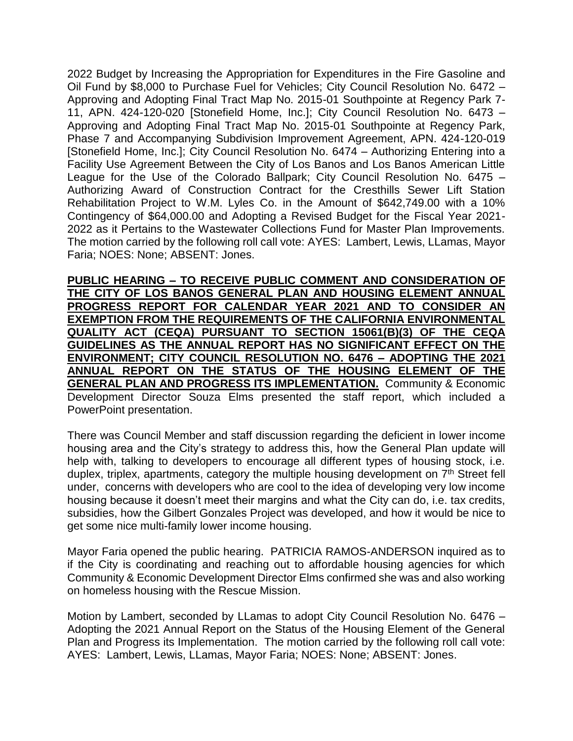2022 Budget by Increasing the Appropriation for Expenditures in the Fire Gasoline and Oil Fund by $8,000 to Purchase Fuel for Vehicles; City Council Resolution No. 6472 – Approving and Adopting Final Tract Map No. 2015-01 Southpointe at Regency Park 7-11, APN. 424-120-020 [Stonefield Home, Inc.]; City Council Resolution No. 6473 – Approving and Adopting Final Tract Map No. 2015-01 Southpointe at Regency Park, Phase 7 and Accompanying Subdivision Improvement Agreement, APN. 424-120-019 [Stonefield Home, Inc.]; City Council Resolution No. 6474 – Authorizing Entering into a Facility Use Agreement Between the City of Los Banos and Los Banos American Little League for the Use of the Colorado Ballpark; City Council Resolution No. 6475 – Authorizing Award of Construction Contract for the Cresthills Sewer Lift Station Rehabilitation Project to W.M. Lyles Co. in the Amount of $642,749.00 with a 10% Contingency of $64,000.00 and Adopting a Revised Budget for the Fiscal Year 2021-2022 as it Pertains to the Wastewater Collections Fund for Master Plan Improvements. The motion carried by the following roll call vote: AYES: Lambert, Lewis, LLamas, Mayor Faria; NOES: None; ABSENT: Jones.

**PUBLIC HEARING – TO RECEIVE PUBLIC COMMENT AND CONSIDERATION OF THE CITY OF LOS BANOS GENERAL PLAN AND HOUSING ELEMENT ANNUAL PROGRESS REPORT FOR CALENDAR YEAR 2021 AND TO CONSIDER AN EXEMPTION FROM THE REQUIREMENTS OF THE CALIFORNIA ENVIRONMENTAL QUALITY ACT (CEQA) PURSUANT TO SECTION 15061(B)(3) OF THE CEQA GUIDELINES AS THE ANNUAL REPORT HAS NO SIGNIFICANT EFFECT ON THE ENVIRONMENT; CITY COUNCIL RESOLUTION NO. 6476 – ADOPTING THE 2021 ANNUAL REPORT ON THE STATUS OF THE HOUSING ELEMENT OF THE GENERAL PLAN AND PROGRESS ITS IMPLEMENTATION.** Community & Economic Development Director Souza Elms presented the staff report, which included a PowerPoint presentation.

There was Council Member and staff discussion regarding the deficient in lower income housing area and the City's strategy to address this, how the General Plan update will help with, talking to developers to encourage all different types of housing stock, i.e. duplex, triplex, apartments, category the multiple housing development on 7th Street fell under, concerns with developers who are cool to the idea of developing very low income housing because it doesn't meet their margins and what the City can do, i.e. tax credits, subsidies, how the Gilbert Gonzales Project was developed, and how it would be nice to get some nice multi-family lower income housing.

Mayor Faria opened the public hearing. PATRICIA RAMOS-ANDERSON inquired as to if the City is coordinating and reaching out to affordable housing agencies for which Community & Economic Development Director Elms confirmed she was and also working on homeless housing with the Rescue Mission.

Motion by Lambert, seconded by LLamas to adopt City Council Resolution No. 6476 – Adopting the 2021 Annual Report on the Status of the Housing Element of the General Plan and Progress its Implementation. The motion carried by the following roll call vote: AYES: Lambert, Lewis, LLamas, Mayor Faria; NOES: None; ABSENT: Jones.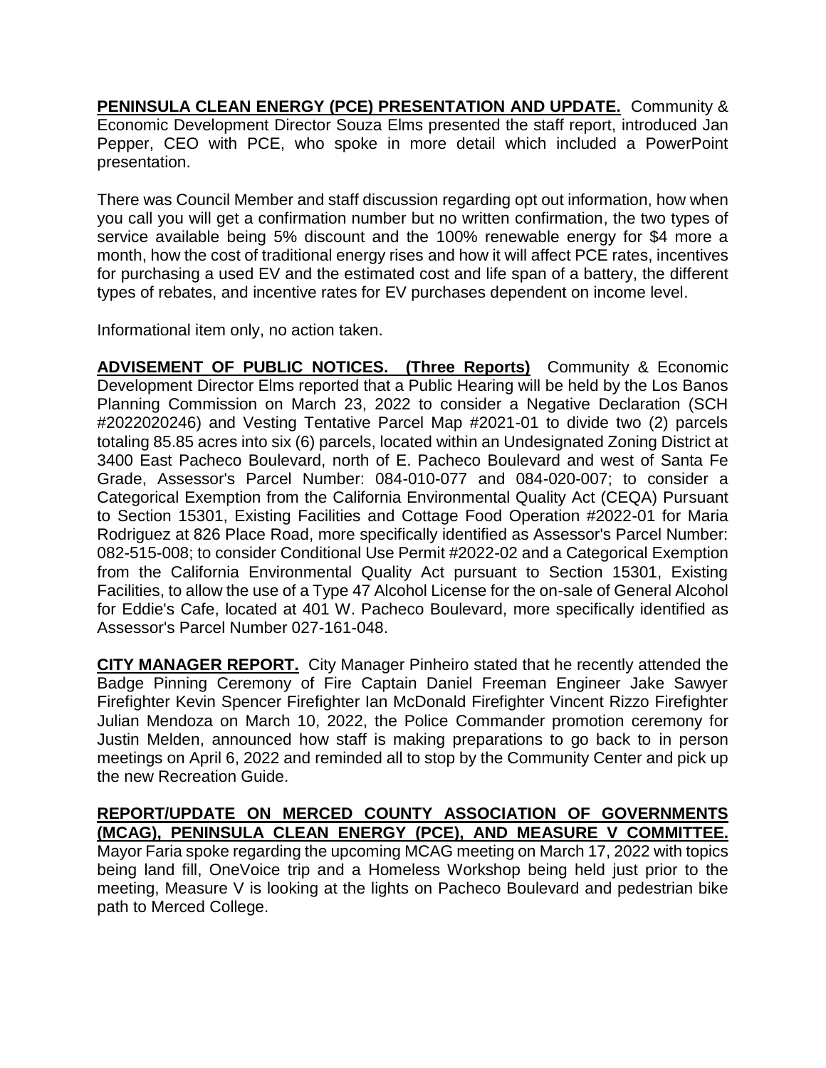**PENINSULA CLEAN ENERGY (PCE) PRESENTATION AND UPDATE.** Community & Economic Development Director Souza Elms presented the staff report, introduced Jan Pepper, CEO with PCE, who spoke in more detail which included a PowerPoint presentation.

There was Council Member and staff discussion regarding opt out information, how when you call you will get a confirmation number but no written confirmation, the two types of service available being 5% discount and the 100% renewable energy for $4 more a month, how the cost of traditional energy rises and how it will affect PCE rates, incentives for purchasing a used EV and the estimated cost and life span of a battery, the different types of rebates, and incentive rates for EV purchases dependent on income level.

Informational item only, no action taken.

**ADVISEMENT OF PUBLIC NOTICES. (Three Reports)** Community & Economic Development Director Elms reported that a Public Hearing will be held by the Los Banos Planning Commission on March 23, 2022 to consider a Negative Declaration (SCH #2022020246) and Vesting Tentative Parcel Map #2021-01 to divide two (2) parcels totaling 85.85 acres into six (6) parcels, located within an Undesignated Zoning District at 3400 East Pacheco Boulevard, north of E. Pacheco Boulevard and west of Santa Fe Grade, Assessor's Parcel Number: 084-010-077 and 084-020-007; to consider a Categorical Exemption from the California Environmental Quality Act (CEQA) Pursuant to Section 15301, Existing Facilities and Cottage Food Operation #2022-01 for Maria Rodriguez at 826 Place Road, more specifically identified as Assessor's Parcel Number: 082-515-008; to consider Conditional Use Permit #2022-02 and a Categorical Exemption from the California Environmental Quality Act pursuant to Section 15301, Existing Facilities, to allow the use of a Type 47 Alcohol License for the on-sale of General Alcohol for Eddie's Cafe, located at 401 W. Pacheco Boulevard, more specifically identified as Assessor's Parcel Number 027-161-048.

**CITY MANAGER REPORT.** City Manager Pinheiro stated that he recently attended the Badge Pinning Ceremony of Fire Captain Daniel Freeman Engineer Jake Sawyer Firefighter Kevin Spencer Firefighter Ian McDonald Firefighter Vincent Rizzo Firefighter Julian Mendoza on March 10, 2022, the Police Commander promotion ceremony for Justin Melden, announced how staff is making preparations to go back to in person meetings on April 6, 2022 and reminded all to stop by the Community Center and pick up the new Recreation Guide.

**REPORT/UPDATE ON MERCED COUNTY ASSOCIATION OF GOVERNMENTS (MCAG), PENINSULA CLEAN ENERGY (PCE), AND MEASURE V COMMITTEE.** Mayor Faria spoke regarding the upcoming MCAG meeting on March 17, 2022 with topics being land fill, OneVoice trip and a Homeless Workshop being held just prior to the meeting, Measure V is looking at the lights on Pacheco Boulevard and pedestrian bike path to Merced College.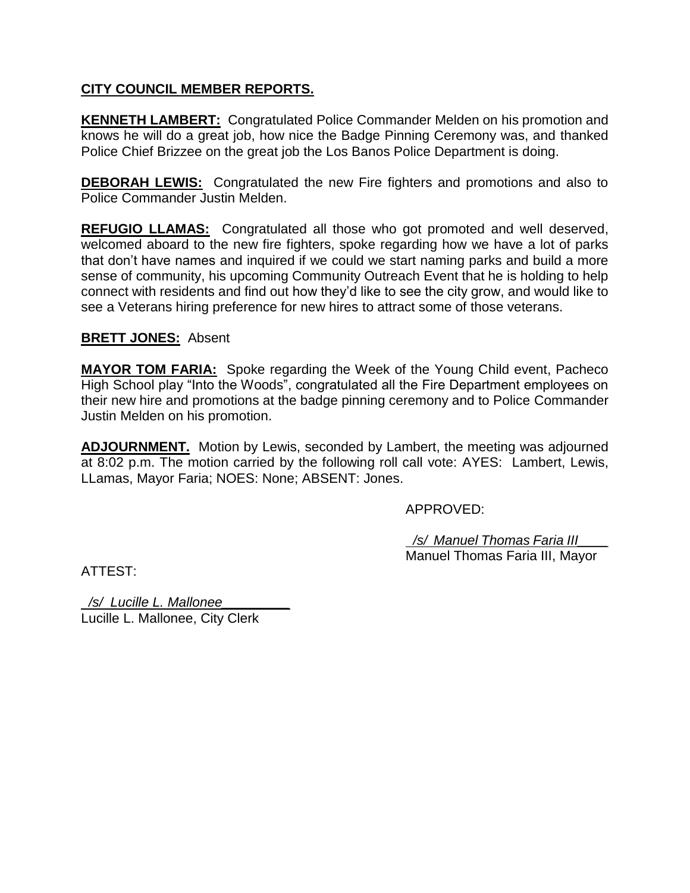**CITY COUNCIL MEMBER REPORTS.**

**KENNETH LAMBERT:** Congratulated Police Commander Melden on his promotion and knows he will do a great job, how nice the Badge Pinning Ceremony was, and thanked Police Chief Brizzee on the great job the Los Banos Police Department is doing.

**DEBORAH LEWIS:** Congratulated the new Fire fighters and promotions and also to Police Commander Justin Melden.

**REFUGIO LLAMAS:** Congratulated all those who got promoted and well deserved, welcomed aboard to the new fire fighters, spoke regarding how we have a lot of parks that don't have names and inquired if we could we start naming parks and build a more sense of community, his upcoming Community Outreach Event that he is holding to help connect with residents and find out how they'd like to see the city grow, and would like to see a Veterans hiring preference for new hires to attract some of those veterans.

**BRETT JONES:** Absent

**MAYOR TOM FARIA:** Spoke regarding the Week of the Young Child event, Pacheco High School play "Into the Woods", congratulated all the Fire Department employees on their new hire and promotions at the badge pinning ceremony and to Police Commander Justin Melden on his promotion.

**ADJOURNMENT.** Motion by Lewis, seconded by Lambert, the meeting was adjourned at 8:02 p.m. The motion carried by the following roll call vote: AYES: Lambert, Lewis, LLamas, Mayor Faria; NOES: None; ABSENT: Jones.

APPROVED:

*/s/ Manuel Thomas Faria III*
Manuel Thomas Faria III, Mayor

ATTEST:

*/s/ Lucille L. Mallonee*
Lucille L. Mallonee, City Clerk